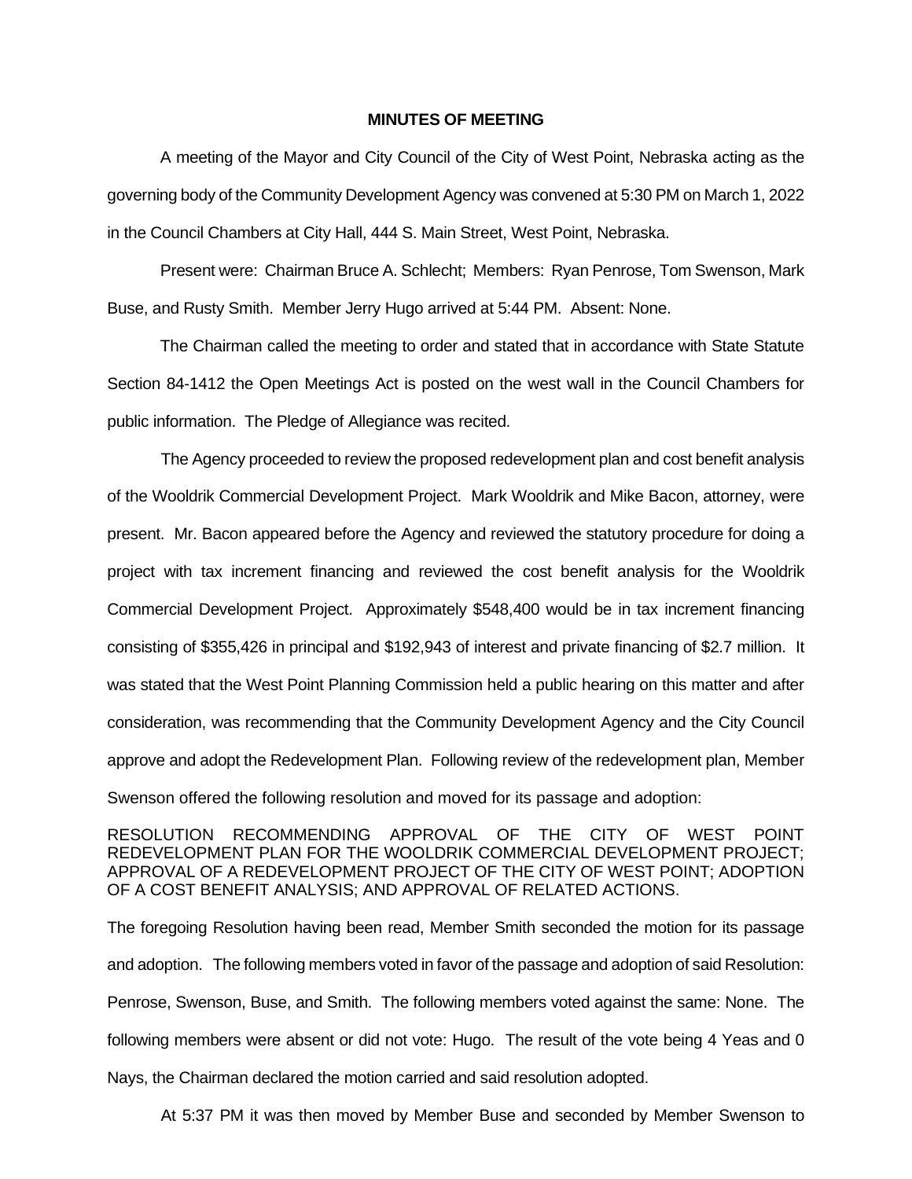**MINUTES OF MEETING**

A meeting of the Mayor and City Council of the City of West Point, Nebraska acting as the governing body of the Community Development Agency was convened at 5:30 PM on March 1, 2022 in the Council Chambers at City Hall, 444 S. Main Street, West Point, Nebraska.

Present were: Chairman Bruce A. Schlecht; Members: Ryan Penrose, Tom Swenson, Mark Buse, and Rusty Smith. Member Jerry Hugo arrived at 5:44 PM. Absent: None.

The Chairman called the meeting to order and stated that in accordance with State Statute Section 84-1412 the Open Meetings Act is posted on the west wall in the Council Chambers for public information. The Pledge of Allegiance was recited.

The Agency proceeded to review the proposed redevelopment plan and cost benefit analysis of the Wooldrik Commercial Development Project. Mark Wooldrik and Mike Bacon, attorney, were present. Mr. Bacon appeared before the Agency and reviewed the statutory procedure for doing a project with tax increment financing and reviewed the cost benefit analysis for the Wooldrik Commercial Development Project. Approximately $548,400 would be in tax increment financing consisting of $355,426 in principal and $192,943 of interest and private financing of $2.7 million. It was stated that the West Point Planning Commission held a public hearing on this matter and after consideration, was recommending that the Community Development Agency and the City Council approve and adopt the Redevelopment Plan. Following review of the redevelopment plan, Member Swenson offered the following resolution and moved for its passage and adoption:

RESOLUTION RECOMMENDING APPROVAL OF THE CITY OF WEST POINT REDEVELOPMENT PLAN FOR THE WOOLDRIK COMMERCIAL DEVELOPMENT PROJECT; APPROVAL OF A REDEVELOPMENT PROJECT OF THE CITY OF WEST POINT; ADOPTION OF A COST BENEFIT ANALYSIS; AND APPROVAL OF RELATED ACTIONS.

The foregoing Resolution having been read, Member Smith seconded the motion for its passage and adoption. The following members voted in favor of the passage and adoption of said Resolution: Penrose, Swenson, Buse, and Smith. The following members voted against the same: None. The following members were absent or did not vote: Hugo. The result of the vote being 4 Yeas and 0 Nays, the Chairman declared the motion carried and said resolution adopted.

At 5:37 PM it was then moved by Member Buse and seconded by Member Swenson to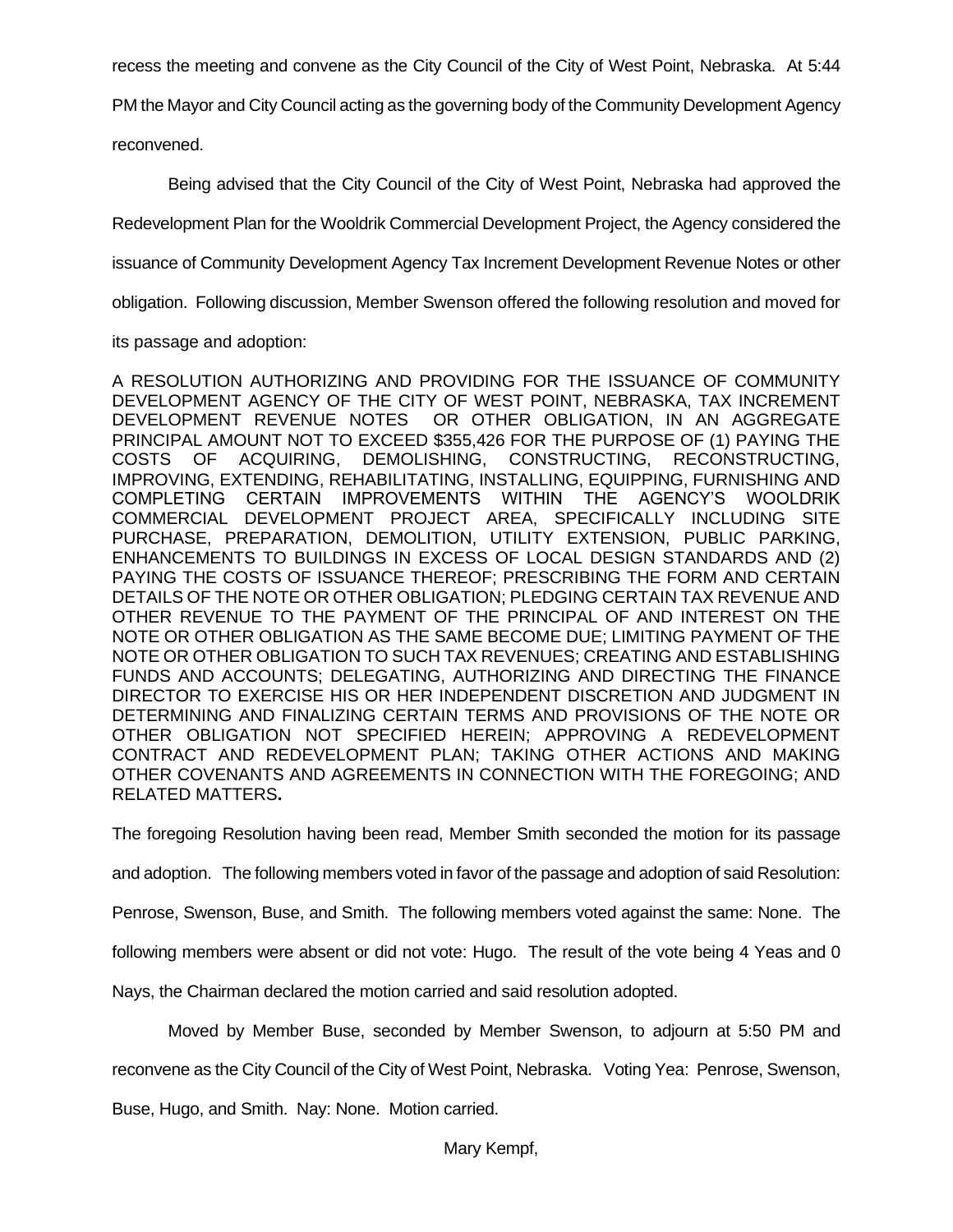recess the meeting and convene as the City Council of the City of West Point, Nebraska. At 5:44 PM the Mayor and City Council acting as the governing body of the Community Development Agency reconvened.

Being advised that the City Council of the City of West Point, Nebraska had approved the Redevelopment Plan for the Wooldrik Commercial Development Project, the Agency considered the issuance of Community Development Agency Tax Increment Development Revenue Notes or other obligation. Following discussion, Member Swenson offered the following resolution and moved for its passage and adoption:

A RESOLUTION AUTHORIZING AND PROVIDING FOR THE ISSUANCE OF COMMUNITY DEVELOPMENT AGENCY OF THE CITY OF WEST POINT, NEBRASKA, TAX INCREMENT DEVELOPMENT REVENUE NOTES OR OTHER OBLIGATION, IN AN AGGREGATE PRINCIPAL AMOUNT NOT TO EXCEED $355,426 FOR THE PURPOSE OF (1) PAYING THE COSTS OF ACQUIRING, DEMOLISHING, CONSTRUCTING, RECONSTRUCTING, IMPROVING, EXTENDING, REHABILITATING, INSTALLING, EQUIPPING, FURNISHING AND COMPLETING CERTAIN IMPROVEMENTS WITHIN THE AGENCY'S WOOLDRIK COMMERCIAL DEVELOPMENT PROJECT AREA, SPECIFICALLY INCLUDING SITE PURCHASE, PREPARATION, DEMOLITION, UTILITY EXTENSION, PUBLIC PARKING, ENHANCEMENTS TO BUILDINGS IN EXCESS OF LOCAL DESIGN STANDARDS AND (2) PAYING THE COSTS OF ISSUANCE THEREOF; PRESCRIBING THE FORM AND CERTAIN DETAILS OF THE NOTE OR OTHER OBLIGATION; PLEDGING CERTAIN TAX REVENUE AND OTHER REVENUE TO THE PAYMENT OF THE PRINCIPAL OF AND INTEREST ON THE NOTE OR OTHER OBLIGATION AS THE SAME BECOME DUE; LIMITING PAYMENT OF THE NOTE OR OTHER OBLIGATION TO SUCH TAX REVENUES; CREATING AND ESTABLISHING FUNDS AND ACCOUNTS; DELEGATING, AUTHORIZING AND DIRECTING THE FINANCE DIRECTOR TO EXERCISE HIS OR HER INDEPENDENT DISCRETION AND JUDGMENT IN DETERMINING AND FINALIZING CERTAIN TERMS AND PROVISIONS OF THE NOTE OR OTHER OBLIGATION NOT SPECIFIED HEREIN; APPROVING A REDEVELOPMENT CONTRACT AND REDEVELOPMENT PLAN; TAKING OTHER ACTIONS AND MAKING OTHER COVENANTS AND AGREEMENTS IN CONNECTION WITH THE FOREGOING; AND RELATED MATTERS**.**

The foregoing Resolution having been read, Member Smith seconded the motion for its passage and adoption. The following members voted in favor of the passage and adoption of said Resolution: Penrose, Swenson, Buse, and Smith. The following members voted against the same: None. The following members were absent or did not vote: Hugo. The result of the vote being 4 Yeas and 0 Nays, the Chairman declared the motion carried and said resolution adopted.

Moved by Member Buse, seconded by Member Swenson, to adjourn at 5:50 PM and reconvene as the City Council of the City of West Point, Nebraska. Voting Yea: Penrose, Swenson, Buse, Hugo, and Smith. Nay: None. Motion carried.

Mary Kempf,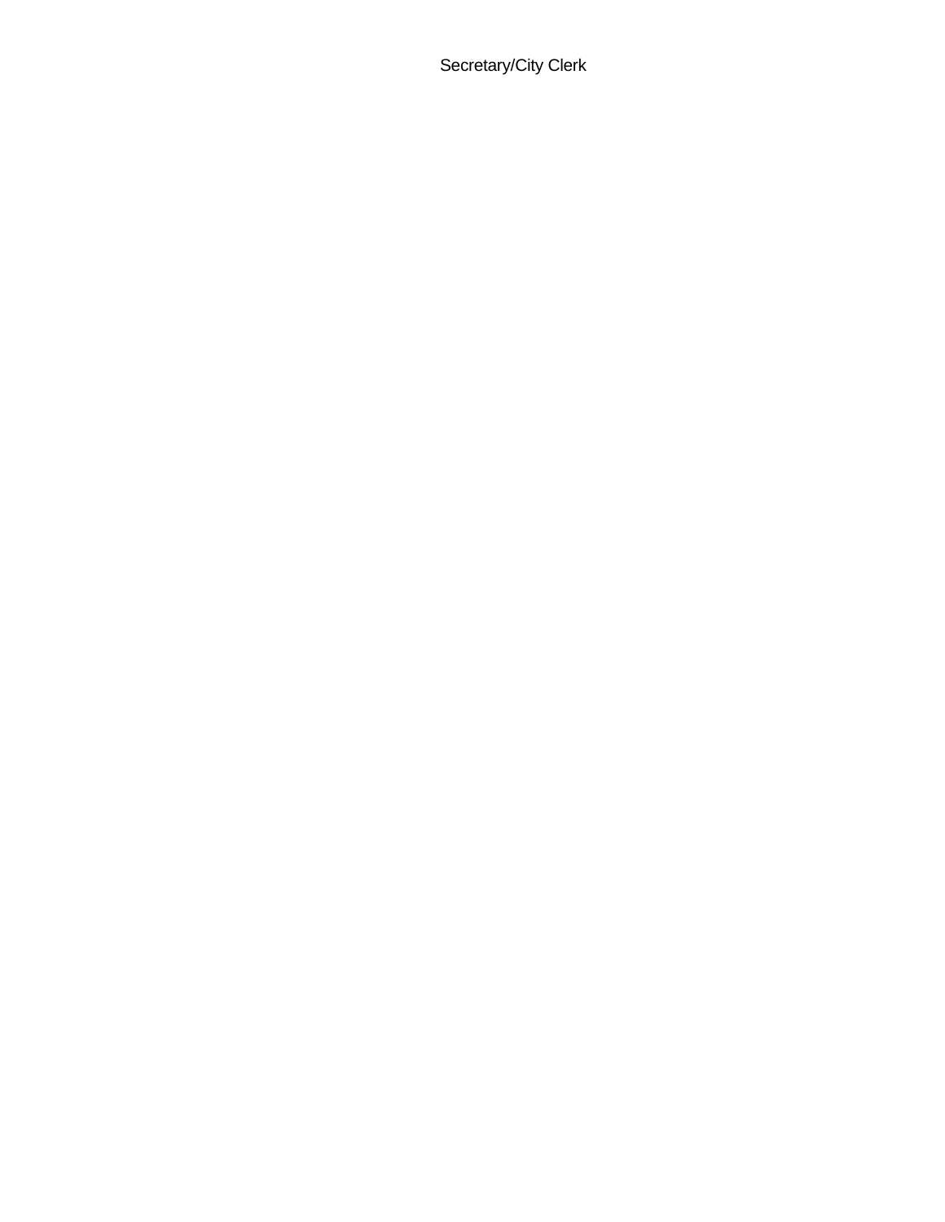Secretary/City Clerk